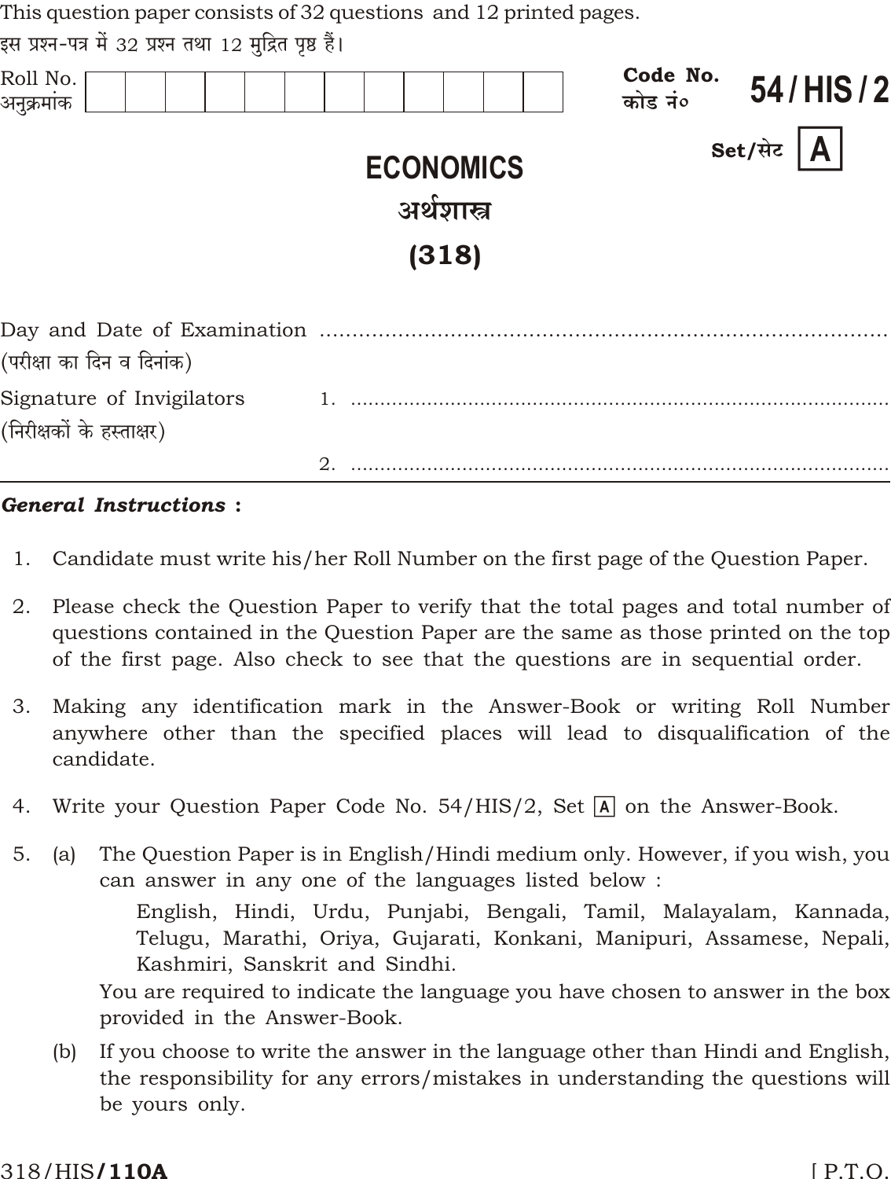This question paper consists of 32 questions and 12 printed pages.

इस प्रश्न-पत्र में 32 प्रश्न तथा 12 मुद्रित पृष्ठ हैं।

Roll No.
अनुक्रमांक

| | | | | | | | | | | | |
|---|---|---|---|---|---|---|---|---|---|---|---|
| | | | | | | | | | | | |

Code No. / कोड नं० **54 / HIS / 2**

Set/सेट **A**

# ECONOMICS

# अर्थशास्त्र

## (318)

Day and Date of Examination ..............................................................................
(परीक्षा का दिन व दिनांक)

Signature of Invigilators 1. ..............................................................................
(निरीक्षकों के हस्ताक्षर)

2. ..............................................................................

***General Instructions :***

1. Candidate must write his/her Roll Number on the first page of the Question Paper.
2. Please check the Question Paper to verify that the total pages and total number of questions contained in the Question Paper are the same as those printed on the top of the first page. Also check to see that the questions are in sequential order.
3. Making any identification mark in the Answer-Book or writing Roll Number anywhere other than the specified places will lead to disqualification of the candidate.
4. Write your Question Paper Code No. 54/HIS/2, Set A on the Answer-Book.
5. (a) The Question Paper is in English/Hindi medium only. However, if you wish, you can answer in any one of the languages listed below :

   English, Hindi, Urdu, Punjabi, Bengali, Tamil, Malayalam, Kannada, Telugu, Marathi, Oriya, Gujarati, Konkani, Manipuri, Assamese, Nepali, Kashmiri, Sanskrit and Sindhi.

   You are required to indicate the language you have chosen to answer in the box provided in the Answer-Book.

   (b) If you choose to write the answer in the language other than Hindi and English, the responsibility for any errors/mistakes in understanding the questions will be yours only.

318/HIS/**110A**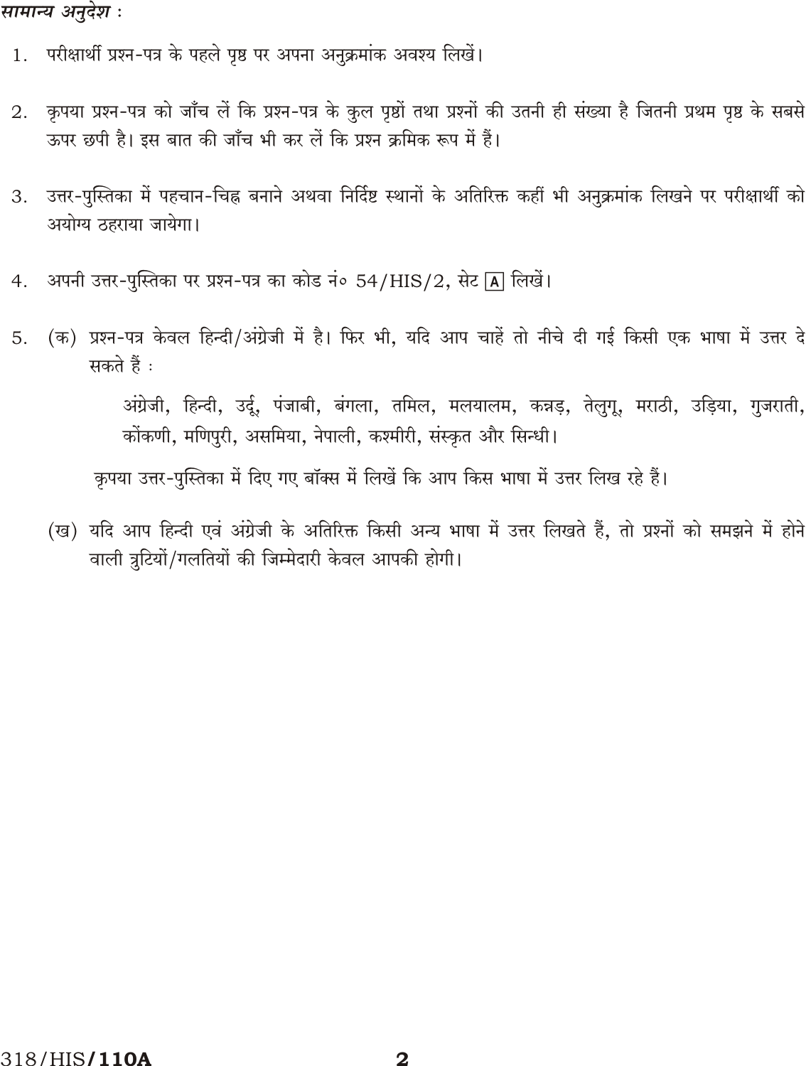*सामान्य अनुदेश :*

1. परीक्षार्थी प्रश्न-पत्र के पहले पृष्ठ पर अपना अनुक्रमांक अवश्य लिखें।

2. कृपया प्रश्न-पत्र को जाँच लें कि प्रश्न-पत्र के कुल पृष्ठों तथा प्रश्नों की उतनी ही संख्या है जितनी प्रथम पृष्ठ के सबसे ऊपर छपी है। इस बात की जाँच भी कर लें कि प्रश्न क्रमिक रूप में हैं।

3. उत्तर-पुस्तिका में पहचान-चिह्न बनाने अथवा निर्दिष्ट स्थानों के अतिरिक्त कहीं भी अनुक्रमांक लिखने पर परीक्षार्थी को अयोग्य ठहराया जायेगा।

4. अपनी उत्तर-पुस्तिका पर प्रश्न-पत्र का कोड नं॰ 54/HIS/2, सेट [A] लिखें।

5. (क) प्रश्न-पत्र केवल हिन्दी/अंग्रेजी में है। फिर भी, यदि आप चाहें तो नीचे दी गई किसी एक भाषा में उत्तर दे सकते हैं :

   अंग्रेजी, हिन्दी, उर्दू, पंजाबी, बंगला, तमिल, मलयालम, कन्नड़, तेलुगू, मराठी, उड़िया, गुजराती, कोंकणी, मणिपुरी, असमिया, नेपाली, कश्मीरी, संस्कृत और सिन्धी।

   कृपया उत्तर-पुस्तिका में दिए गए बॉक्स में लिखें कि आप किस भाषा में उत्तर लिख रहे हैं।

   (ख) यदि आप हिन्दी एवं अंग्रेजी के अतिरिक्त किसी अन्य भाषा में उत्तर लिखते हैं, तो प्रश्नों को समझने में होने वाली त्रुटियों/गलतियों की जिम्मेदारी केवल आपकी होगी।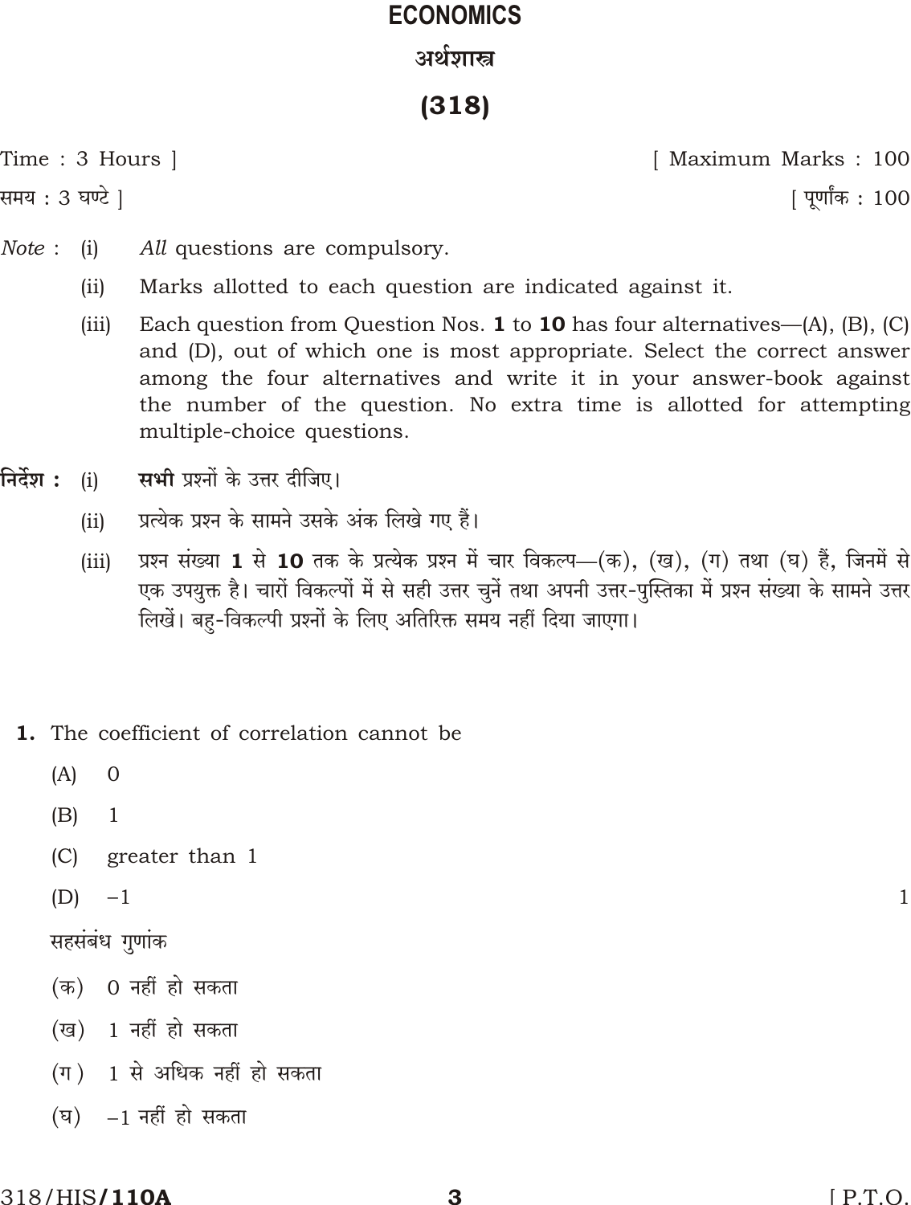# ECONOMICS

## अर्थशास्त्र

## (318)

Time : 3 Hours ] [ Maximum Marks : 100

समय : 3 घण्टे ] [ पूर्णांक : 100

*Note* : (i) *All* questions are compulsory.

(ii) Marks allotted to each question are indicated against it.

(iii) Each question from Question Nos. **1** to **10** has four alternatives—(A), (B), (C) and (D), out of which one is most appropriate. Select the correct answer among the four alternatives and write it in your answer-book against the number of the question. No extra time is allotted for attempting multiple-choice questions.

**निर्देश :** (i) **सभी** प्रश्नों के उत्तर दीजिए।

(ii) प्रत्येक प्रश्न के सामने उसके अंक लिखे गए हैं।

(iii) प्रश्न संख्या **1** से **10** तक के प्रत्येक प्रश्न में चार विकल्प—(क), (ख), (ग) तथा (घ) हैं, जिनमें से एक उपयुक्त है। चारों विकल्पों में से सही उत्तर चुनें तथा अपनी उत्तर-पुस्तिका में प्रश्न संख्या के सामने उत्तर लिखें। बहु-विकल्पी प्रश्नों के लिए अतिरिक्त समय नहीं दिया जाएगा।

**1.** The coefficient of correlation cannot be

(A) 0

(B) 1

(C) greater than 1

(D) −1 1

सहसंबंध गुणांक

(क) 0 नहीं हो सकता

(ख) 1 नहीं हो सकता

(ग) 1 से अधिक नहीं हो सकता

(घ) −1 नहीं हो सकता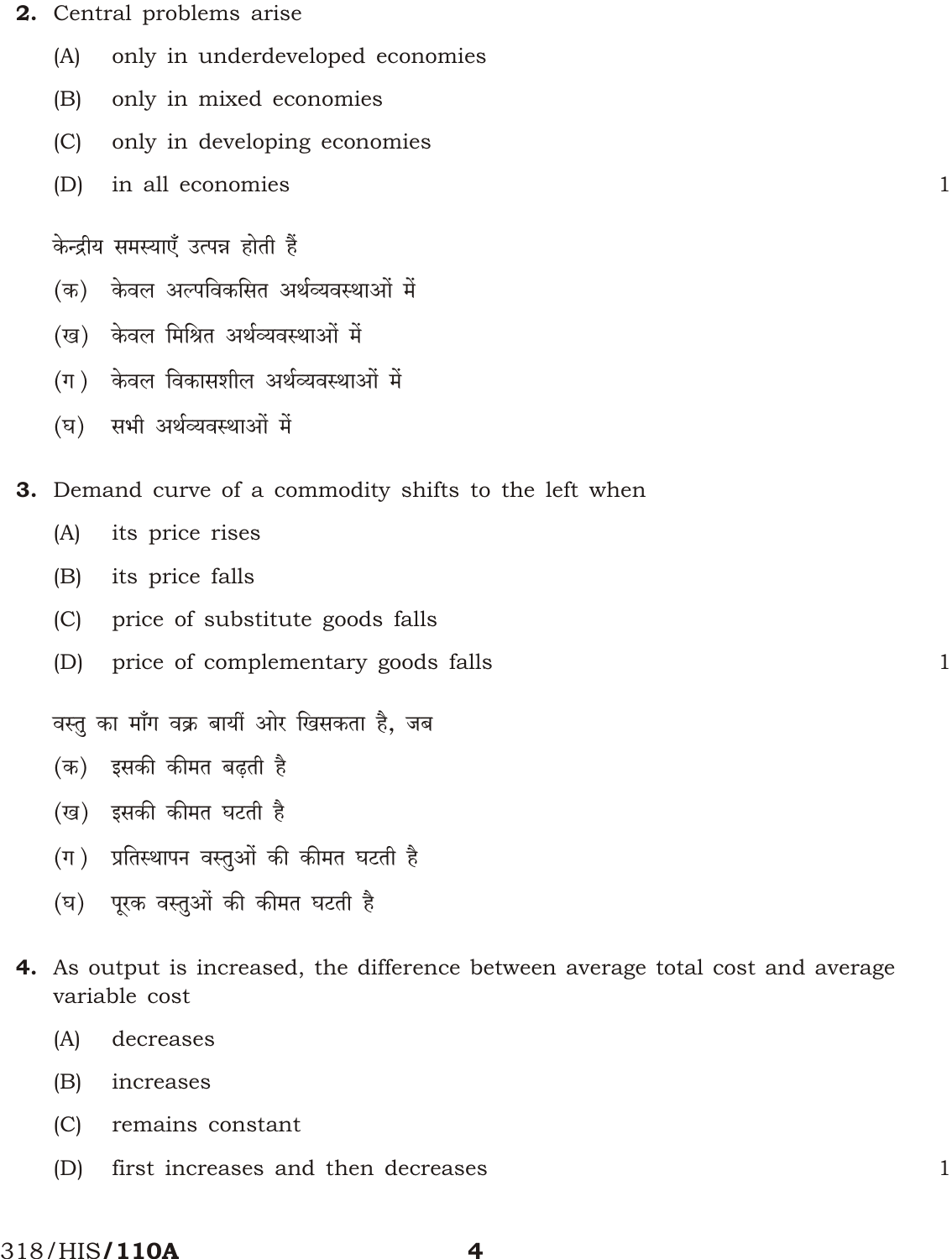**2.** Central problems arise

(A) only in underdeveloped economies

(B) only in mixed economies

(C) only in developing economies

(D) in all economies 1

केन्द्रीय समस्याएँ उत्पन्न होती हैं

(क) केवल अल्पविकसित अर्थव्यवस्थाओं में

(ख) केवल मिश्रित अर्थव्यवस्थाओं में

(ग) केवल विकासशील अर्थव्यवस्थाओं में

(घ) सभी अर्थव्यवस्थाओं में

**3.** Demand curve of a commodity shifts to the left when

(A) its price rises

(B) its price falls

(C) price of substitute goods falls

(D) price of complementary goods falls 1

वस्तु का माँग वक्र बायीं ओर खिसकता है, जब

(क) इसकी कीमत बढ़ती है

(ख) इसकी कीमत घटती है

(ग) प्रतिस्थापन वस्तुओं की कीमत घटती है

(घ) पूरक वस्तुओं की कीमत घटती है

**4.** As output is increased, the difference between average total cost and average variable cost

(A) decreases

(B) increases

(C) remains constant

(D) first increases and then decreases 1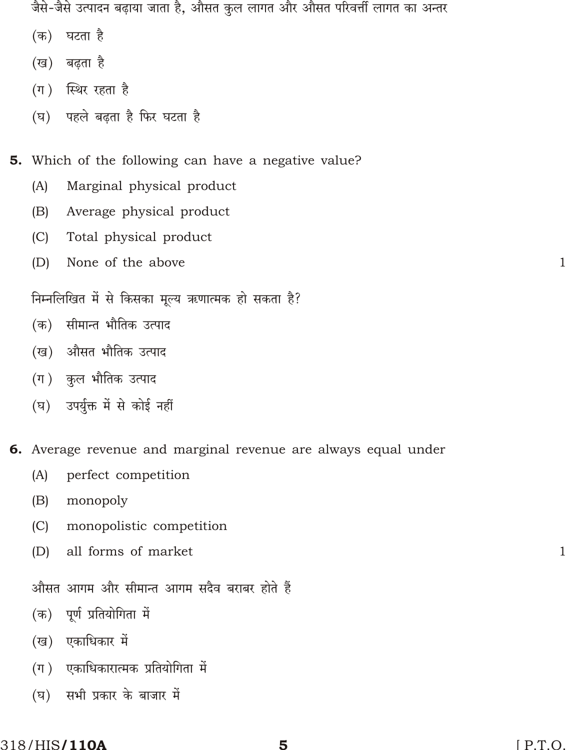जैसे-जैसे उत्पादन बढ़ाया जाता है, औसत कुल लागत और औसत परिवर्त्ती लागत का अन्तर

(क) घटता है

(ख) बढ़ता है

(ग) स्थिर रहता है

(घ) पहले बढ़ता है फिर घटता है

**5.** Which of the following can have a negative value? 1

(A) Marginal physical product

(B) Average physical product

(C) Total physical product

(D) None of the above

निम्नलिखित में से किसका मूल्य ऋणात्मक हो सकता है?

(क) सीमान्त भौतिक उत्पाद

(ख) औसत भौतिक उत्पाद

(ग) कुल भौतिक उत्पाद

(घ) उपर्युक्त में से कोई नहीं

**6.** Average revenue and marginal revenue are always equal under 1

(A) perfect competition

(B) monopoly

(C) monopolistic competition

(D) all forms of market

औसत आगम और सीमान्त आगम सदैव बराबर होते हैं

(क) पूर्ण प्रतियोगिता में

(ख) एकाधिकार में

(ग) एकाधिकारात्मक प्रतियोगिता में

(घ) सभी प्रकार के बाजार में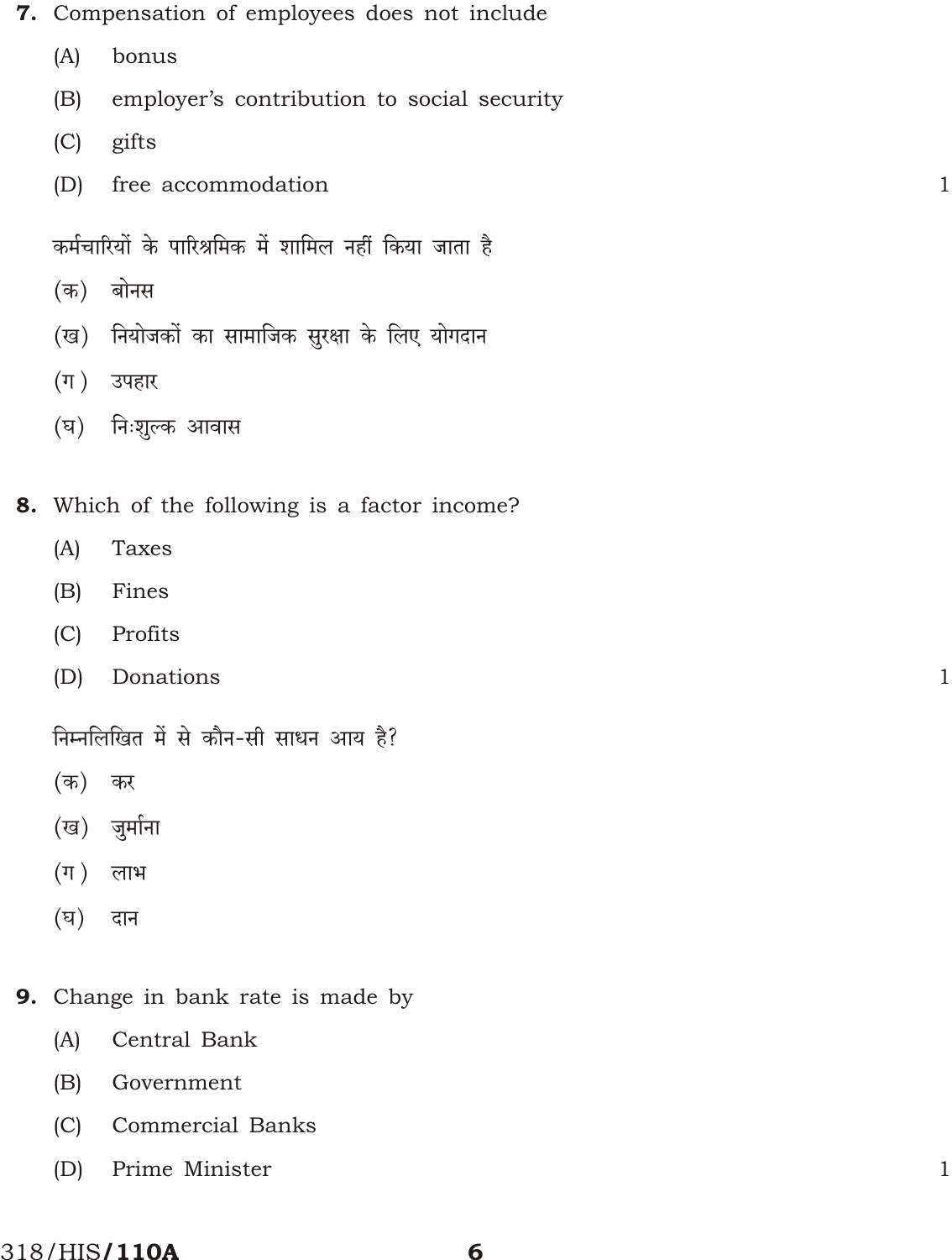**7.** Compensation of employees does not include

(A) bonus

(B) employer's contribution to social security

(C) gifts

(D) free accommodation 1

कर्मचारियों के पारिश्रमिक में शामिल नहीं किया जाता है

(क) बोनस

(ख) नियोजकों का सामाजिक सुरक्षा के लिए योगदान

(ग) उपहार

(घ) निःशुल्क आवास

**8.** Which of the following is a factor income?

(A) Taxes

(B) Fines

(C) Profits

(D) Donations 1

निम्नलिखित में से कौन-सी साधन आय है?

(क) कर

(ख) जुर्माना

(ग) लाभ

(घ) दान

**9.** Change in bank rate is made by

(A) Central Bank

(B) Government

(C) Commercial Banks

(D) Prime Minister 1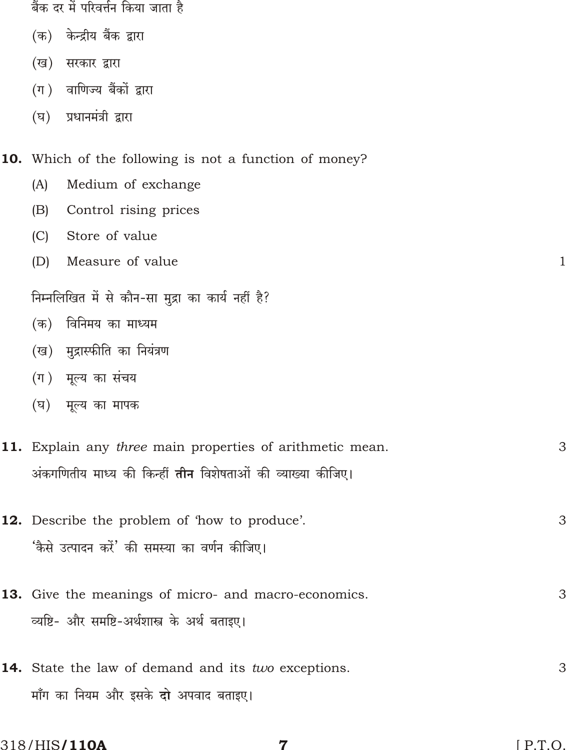बैंक दर में परिवर्त्तन किया जाता है

(क) केन्द्रीय बैंक द्वारा

(ख) सरकार द्वारा

(ग) वाणिज्य बैंकों द्वारा

(घ) प्रधानमंत्री द्वारा

**10.** Which of the following is not a function of money? 1

(A) Medium of exchange

(B) Control rising prices

(C) Store of value

(D) Measure of value

निम्नलिखित में से कौन-सा मुद्रा का कार्य नहीं है?

(क) विनिमय का माध्यम

(ख) मुद्रास्फीति का नियंत्रण

(ग) मूल्य का संचय

(घ) मूल्य का मापक

**11.** Explain any *three* main properties of arithmetic mean. 3

अंकगणितीय माध्य की किन्हीं **तीन** विशेषताओं की व्याख्या कीजिए।

**12.** Describe the problem of 'how to produce'. 3

'कैसे उत्पादन करें' की समस्या का वर्णन कीजिए।

**13.** Give the meanings of micro- and macro-economics. 3

व्यष्टि- और समष्टि-अर्थशास्त्र के अर्थ बताइए।

**14.** State the law of demand and its *two* exceptions. 3

माँग का नियम और इसके **दो** अपवाद बताइए।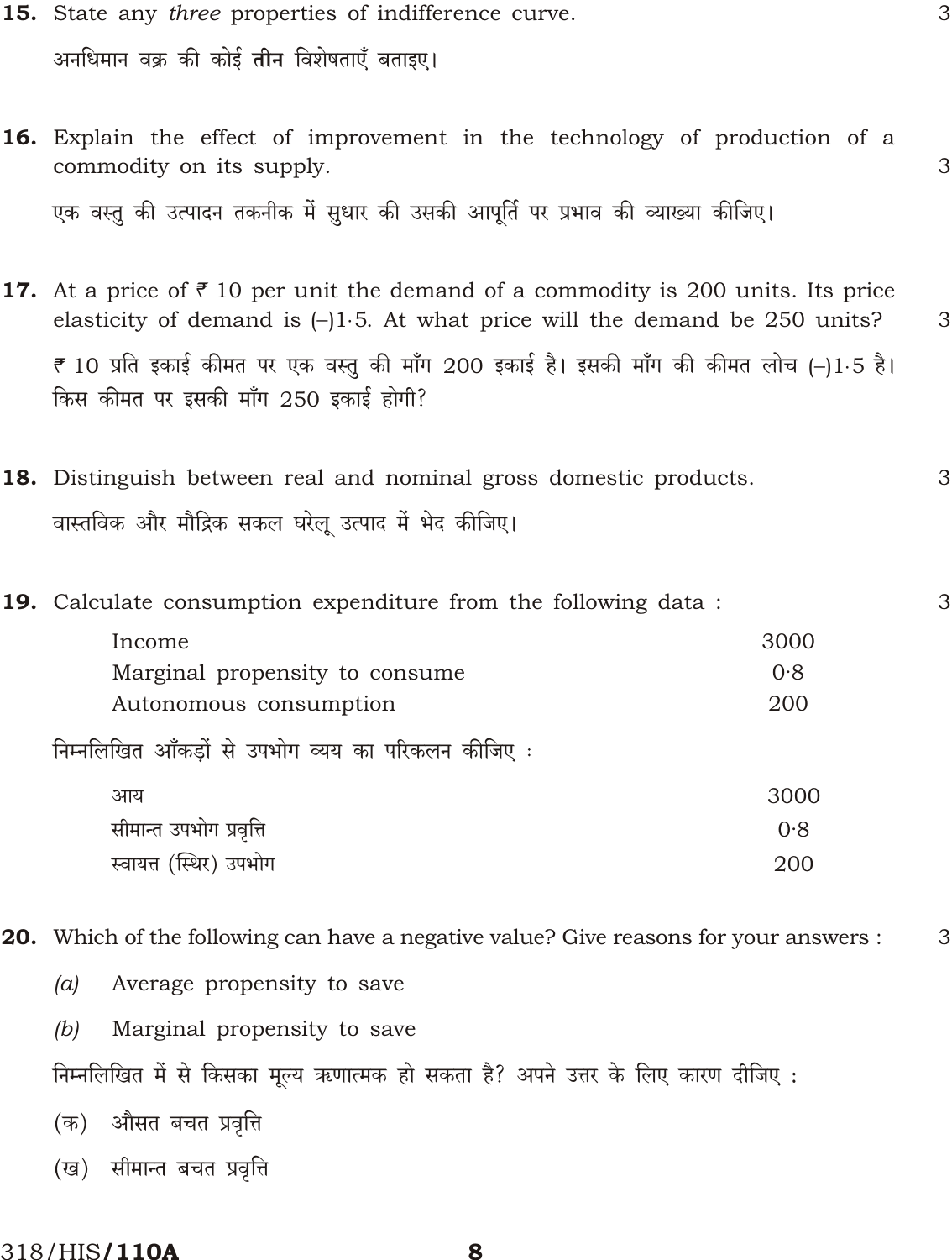**15.** State any *three* properties of indifference curve. 3

अनधिमान वक्र की कोई **तीन** विशेषताएँ बताइए।

**16.** Explain the effect of improvement in the technology of production of a commodity on its supply. 3

एक वस्तु की उत्पादन तकनीक में सुधार की उसकी आपूर्ति पर प्रभाव की व्याख्या कीजिए।

**17.** At a price of ₹ 10 per unit the demand of a commodity is 200 units. Its price elasticity of demand is (–)1·5. At what price will the demand be 250 units? 3

₹ 10 प्रति इकाई कीमत पर एक वस्तु की माँग 200 इकाई है। इसकी माँग की कीमत लोच (–)1·5 है। किस कीमत पर इसकी माँग 250 इकाई होगी?

**18.** Distinguish between real and nominal gross domestic products. 3

वास्तविक और मौद्रिक सकल घरेलू उत्पाद में भेद कीजिए।

**19.** Calculate consumption expenditure from the following data : 3

| | |
|---|---|
| Income | 3000 |
| Marginal propensity to consume | 0·8 |
| Autonomous consumption | 200 |

निम्नलिखित आँकड़ों से उपभोग व्यय का परिकलन कीजिए :

| | |
|---|---|
| आय | 3000 |
| सीमान्त उपभोग प्रवृत्ति | 0·8 |
| स्वायत्त (स्थिर) उपभोग | 200 |

**20.** Which of the following can have a negative value? Give reasons for your answers : 3

(*a*) Average propensity to save

(*b*) Marginal propensity to save

निम्नलिखित में से किसका मूल्य ऋणात्मक हो सकता है? अपने उत्तर के लिए कारण दीजिए :

(क) औसत बचत प्रवृत्ति

(ख) सीमान्त बचत प्रवृत्ति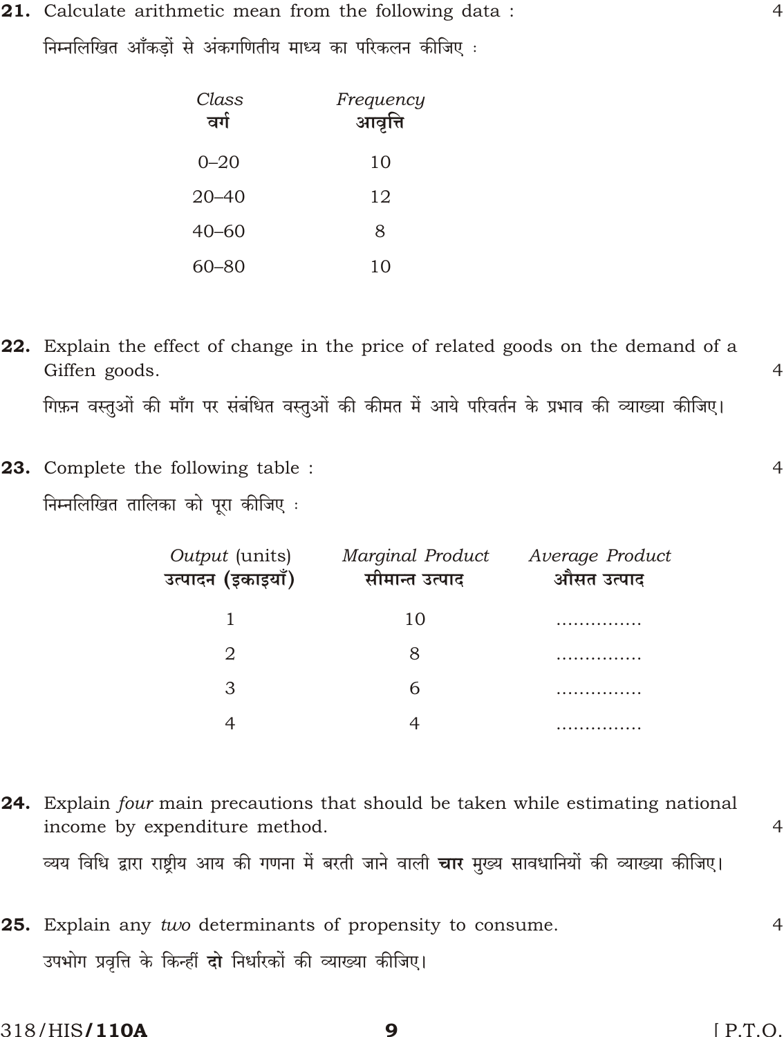**21.** Calculate arithmetic mean from the following data : 4

निम्नलिखित आँकड़ों से अंकगणितीय माध्य का परिकलन कीजिए :

| *Class* वर्ग | *Frequency* आवृत्ति |
|---|---|
| 0–20 | 10 |
| 20–40 | 12 |
| 40–60 | 8 |
| 60–80 | 10 |

**22.** Explain the effect of change in the price of related goods on the demand of a Giffen goods. 4

गिफ़न वस्तुओं की माँग पर संबंधित वस्तुओं की कीमत में आये परिवर्तन के प्रभाव की व्याख्या कीजिए।

**23.** Complete the following table : 4

निम्नलिखित तालिका को पूरा कीजिए :

| *Output* (units) उत्पादन (इकाइयाँ) | *Marginal Product* सीमान्त उत्पाद | *Average Product* औसत उत्पाद |
|---|---|---|
| 1 | 10 | ............... |
| 2 | 8 | ............... |
| 3 | 6 | ............... |
| 4 | 4 | ............... |

**24.** Explain *four* main precautions that should be taken while estimating national income by expenditure method. 4

व्यय विधि द्वारा राष्ट्रीय आय की गणना में बरती जाने वाली **चार** मुख्य सावधानियों की व्याख्या कीजिए।

**25.** Explain any *two* determinants of propensity to consume. 4

उपभोग प्रवृत्ति के किन्हीं **दो** निर्धारकों की व्याख्या कीजिए।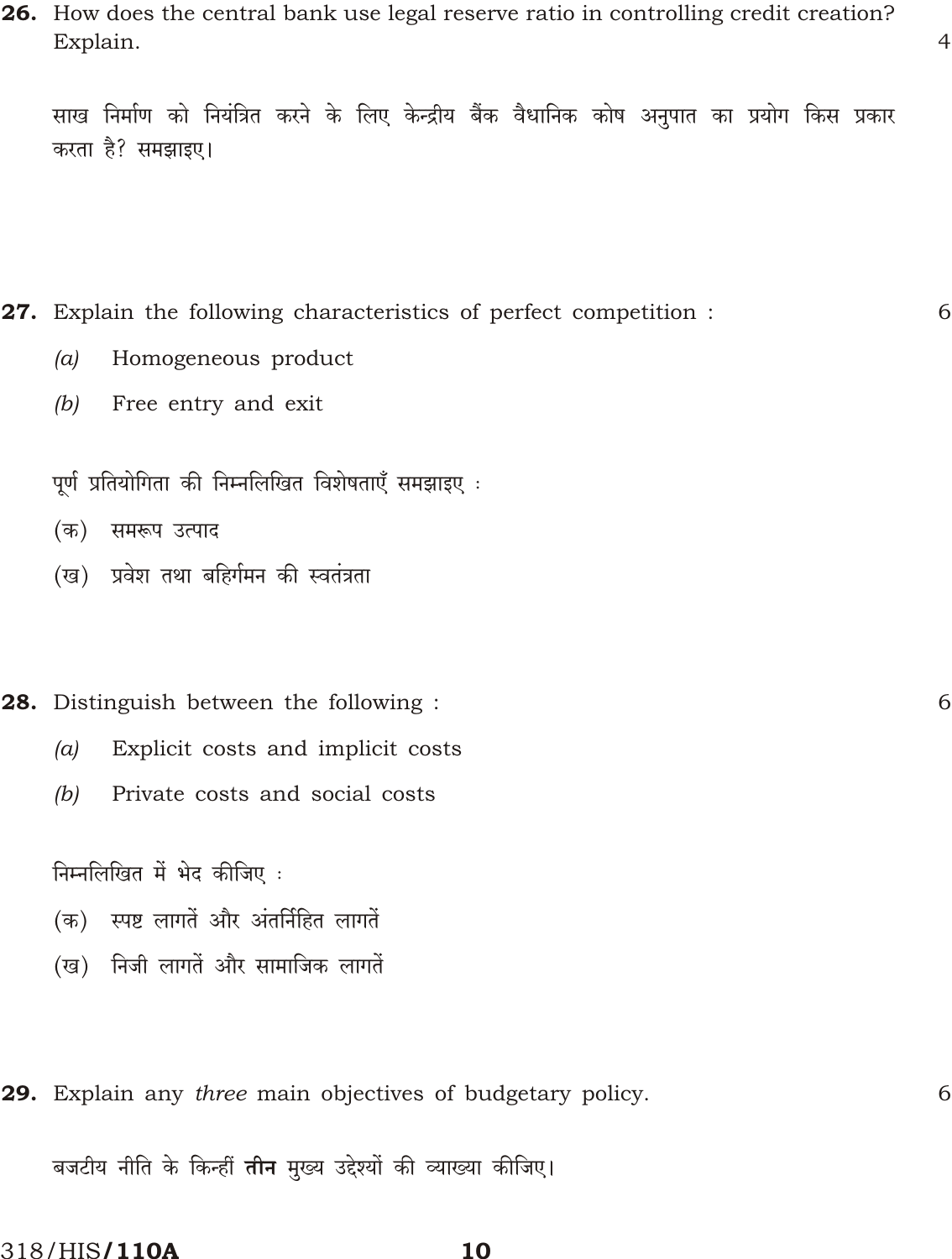**26.** How does the central bank use legal reserve ratio in controlling credit creation? Explain. 4

साख निर्माण को नियंत्रित करने के लिए केन्द्रीय बैंक वैधानिक कोष अनुपात का प्रयोग किस प्रकार करता है? समझाइए।

**27.** Explain the following characteristics of perfect competition : 6

*(a)* Homogeneous product

*(b)* Free entry and exit

पूर्ण प्रतियोगिता की निम्नलिखित विशेषताएँ समझाइए :

(क) समरूप उत्पाद

(ख) प्रवेश तथा बहिर्गमन की स्वतंत्रता

**28.** Distinguish between the following : 6

*(a)* Explicit costs and implicit costs

*(b)* Private costs and social costs

निम्नलिखित में भेद कीजिए :

(क) स्पष्ट लागतें और अंतर्निहित लागतें

(ख) निजी लागतें और सामाजिक लागतें

**29.** Explain any *three* main objectives of budgetary policy. 6

बजटीय नीति के किन्हीं **तीन** मुख्य उद्देश्यों की व्याख्या कीजिए।

318/HIS/**110A**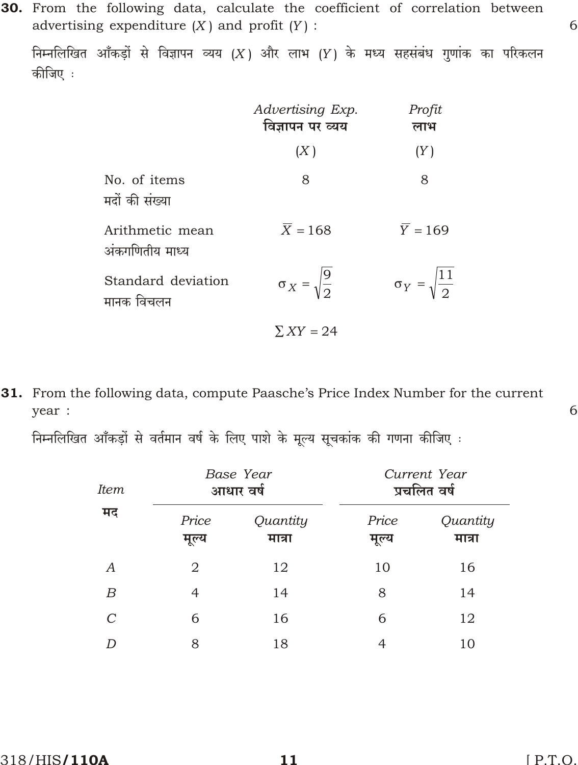**30.** From the following data, calculate the coefficient of correlation between advertising expenditure ($X$) and profit ($Y$) : 6

निम्नलिखित आँकड़ों से विज्ञापन व्यय ($X$) और लाभ ($Y$) के मध्य सहसंबंध गुणांक का परिकलन कीजिए :

| | *Advertising Exp.* विज्ञापन पर व्यय ($X$) | *Profit* लाभ ($Y$) |
|---|---|---|
| No. of items मदों की संख्या | 8 | 8 |
| Arithmetic mean अंकगणितीय माध्य | $\overline{X} = 168$ | $\overline{Y} = 169$ |
| Standard deviation मानक विचलन | $\sigma_X = \sqrt{\frac{9}{2}}$ | $\sigma_Y = \sqrt{\frac{11}{2}}$ |
| | $\sum XY = 24$ | |

**31.** From the following data, compute Paasche's Price Index Number for the current year : 6

निम्नलिखित आँकड़ों से वर्तमान वर्ष के लिए पाशे के मूल्य सूचकांक की गणना कीजिए :

| *Item* मद | *Base Year* आधार वर्ष | | *Current Year* प्रचलित वर्ष | |
|---|---|---|---|---|
| | *Price* मूल्य | *Quantity* मात्रा | *Price* मूल्य | *Quantity* मात्रा |
| *A* | 2 | 12 | 10 | 16 |
| *B* | 4 | 14 | 8 | 14 |
| *C* | 6 | 16 | 6 | 12 |
| *D* | 8 | 18 | 4 | 10 |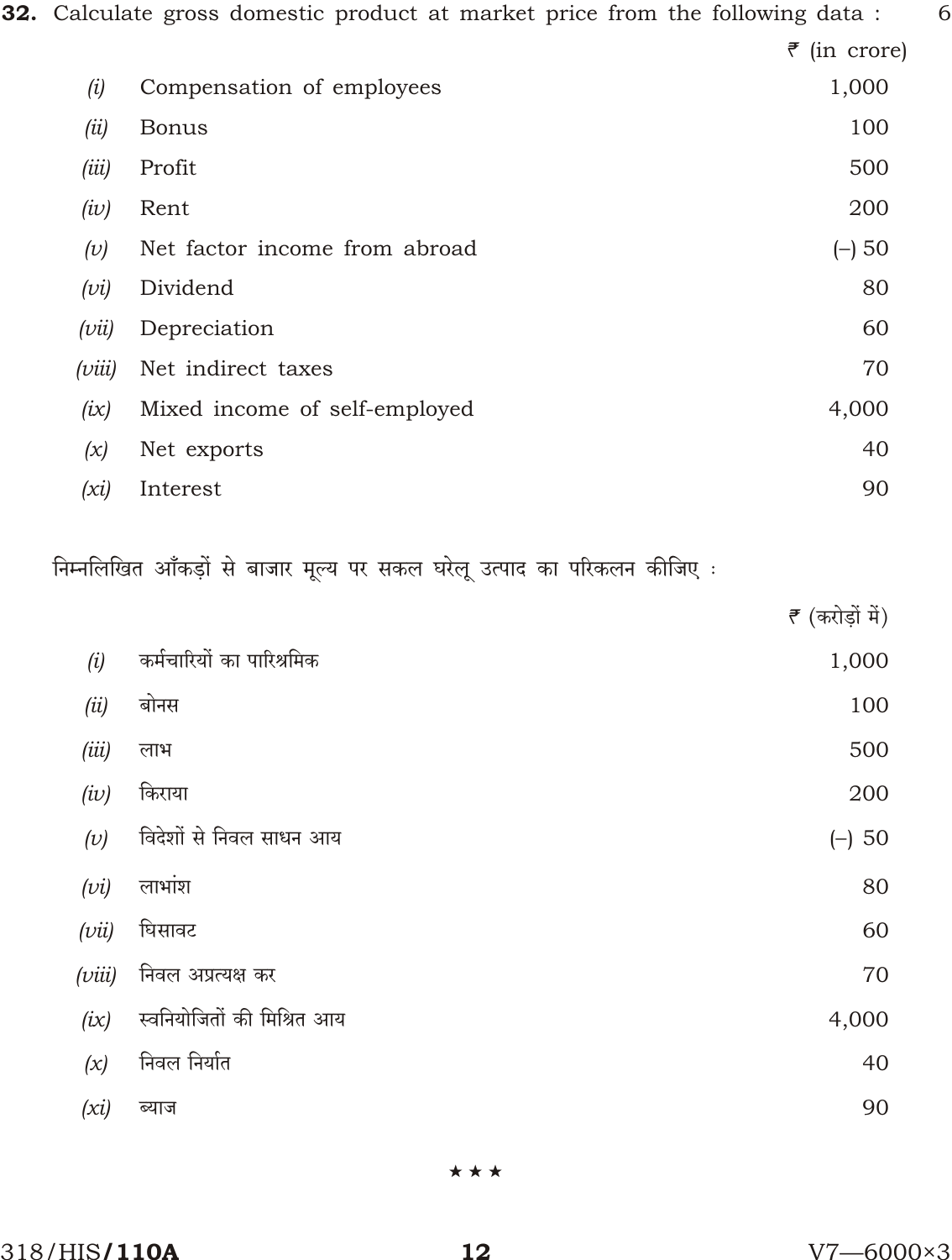**32.** Calculate gross domestic product at market price from the following data : 6

| | | ₹ (in crore) |
|---|---|---|
| *(i)* | Compensation of employees | 1,000 |
| *(ii)* | Bonus | 100 |
| *(iii)* | Profit | 500 |
| *(iv)* | Rent | 200 |
| *(v)* | Net factor income from abroad | (–) 50 |
| *(vi)* | Dividend | 80 |
| *(vii)* | Depreciation | 60 |
| *(viii)* | Net indirect taxes | 70 |
| *(ix)* | Mixed income of self-employed | 4,000 |
| *(x)* | Net exports | 40 |
| *(xi)* | Interest | 90 |

निम्नलिखित आँकड़ों से बाजार मूल्य पर सकल घरेलू उत्पाद का परिकलन कीजिए :

| | | ₹ (करोड़ों में) |
|---|---|---|
| *(i)* | कर्मचारियों का पारिश्रमिक | 1,000 |
| *(ii)* | बोनस | 100 |
| *(iii)* | लाभ | 500 |
| *(iv)* | किराया | 200 |
| *(v)* | विदेशों से निवल साधन आय | (–) 50 |
| *(vi)* | लाभांश | 80 |
| *(vii)* | घिसावट | 60 |
| *(viii)* | निवल अप्रत्यक्ष कर | 70 |
| *(ix)* | स्वनियोजितों की मिश्रित आय | 4,000 |
| *(x)* | निवल निर्यात | 40 |
| *(xi)* | ब्याज | 90 |

★ ★ ★

318/HIS/**110A** V7—6000×3